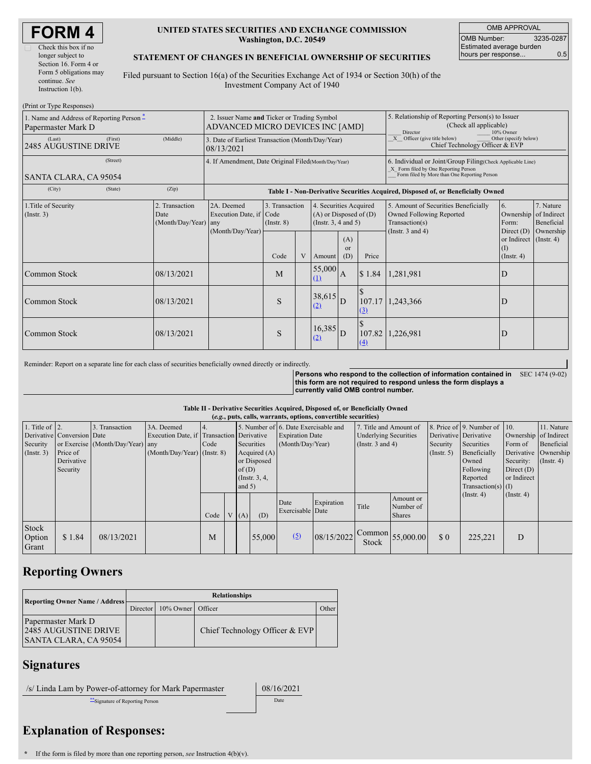# FORM 4

☐ Check this box if no longer subject to Section 16. Form 4 or Form 5 obligations may continue. *See* Instruction 1(b).

**UNITED STATES SECURITIES AND EXCHANGE COMMISSION**
Washington, D.C. 20549

**STATEMENT OF CHANGES IN BENEFICIAL OWNERSHIP OF SECURITIES**

Filed pursuant to Section 16(a) of the Securities Exchange Act of 1934 or Section 30(h) of the Investment Company Act of 1940

| OMB APPROVAL | |
|---|---|
| OMB Number: | 3235-0287 |
| Estimated average burden hours per response... | 0.5 |

(Print or Type Responses)

| 1. Name and Address of Reporting Person * | 2. Issuer Name and Ticker or Trading Symbol | 5. Relationship of Reporting Person(s) to Issuer (Check all applicable) |
|---|---|---|
| Papermaster Mark D | ADVANCED MICRO DEVICES INC [AMD] | ___ Director ___ 10% Owner _X_ Officer (give title below) ___ Other (specify below) |
| (Last) (First) (Middle) 2485 AUGUSTINE DRIVE | 3. Date of Earliest Transaction (Month/Day/Year) 08/13/2021 | Chief Technology Officer & EVP |
| (Street) SANTA CLARA, CA 95054 | 4. If Amendment, Date Original Filed (Month/Day/Year) | 6. Individual or Joint/Group Filing (Check Applicable Line) _X_ Form filed by One Reporting Person ___ Form filed by More than One Reporting Person |
| (City) (State) (Zip) | | |

**Table I - Non-Derivative Securities Acquired, Disposed of, or Beneficially Owned**

| 1.Title of Security (Instr. 3) | 2. Transaction Date (Month/Day/Year) | 2A. Deemed Execution Date, if any (Month/Day/Year) | 3. Transaction Code (Instr. 8) | | 4. Securities Acquired (A) or Disposed of (D) (Instr. 3, 4 and 5) | | | 5. Amount of Securities Beneficially Owned Following Reported Transaction(s) (Instr. 3 and 4) | 6. Ownership Form: Direct (D) or Indirect (I) (Instr. 4) | 7. Nature of Indirect Beneficial Ownership (Instr. 4) |
|---|---|---|---|---|---|---|---|---|---|---|
| | | | Code | V | Amount | (A) or (D) | Price | | | |
| Common Stock | 08/13/2021 | | M | | 55,000 (1) | A | $ 1.84 | 1,281,981 | D | |
| Common Stock | 08/13/2021 | | S | | 38,615 (2) | D | $ 107.17 (3) | 1,243,366 | D | |
| Common Stock | 08/13/2021 | | S | | 16,385 (2) | D | $ 107.82 (4) | 1,226,981 | D | |

Reminder: Report on a separate line for each class of securities beneficially owned directly or indirectly.

**Persons who respond to the collection of information contained in this form are not required to respond unless the form displays a currently valid OMB control number.** SEC 1474 (9-02)

**Table II - Derivative Securities Acquired, Disposed of, or Beneficially Owned**
**(*e.g.*, puts, calls, warrants, options, convertible securities)**

| 1. Title of Derivative Security (Instr. 3) | 2. Conversion or Exercise Price of Derivative Security | 3. Transaction Date (Month/Day/Year) | 3A. Deemed Execution Date, if any (Month/Day/Year) | 4. Transaction Code (Instr. 8) | | 5. Number of Derivative Securities Acquired (A) or Disposed of (D) (Instr. 3, 4, and 5) | | 6. Date Exercisable and Expiration Date (Month/Day/Year) | | 7. Title and Amount of Underlying Securities (Instr. 3 and 4) | | 8. Price of Derivative Security (Instr. 5) | 9. Number of Derivative Securities Beneficially Owned Following Reported Transaction(s) (Instr. 4) | 10. Ownership Form of Derivative Security: Direct (D) or Indirect (I) (Instr. 4) | 11. Nature of Indirect Beneficial Ownership (Instr. 4) |
|---|---|---|---|---|---|---|---|---|---|---|---|---|---|---|---|
| | | | | Code | V | (A) | (D) | Date Exercisable | Expiration Date | Title | Amount or Number of Shares | | | | |
| Stock Option Grant | $ 1.84 | 08/13/2021 | | M | | | 55,000 | (5) | 08/15/2022 | Common Stock | 55,000.00 | $ 0 | 225,221 | D | |

## Reporting Owners

| Reporting Owner Name / Address | Relationships | | | |
|---|---|---|---|---|
| | Director | 10% Owner | Officer | Other |
| Papermaster Mark D<br>2485 AUGUSTINE DRIVE<br>SANTA CLARA, CA 95054 | | | Chief Technology Officer & EVP | |

## Signatures

| /s/ Linda Lam by Power-of-attorney for Mark Papermaster | 08/16/2021 |
|---|---|
| **Signature of Reporting Person | Date |

## Explanation of Responses:

\* If the form is filed by more than one reporting person, *see* Instruction 4(b)(v).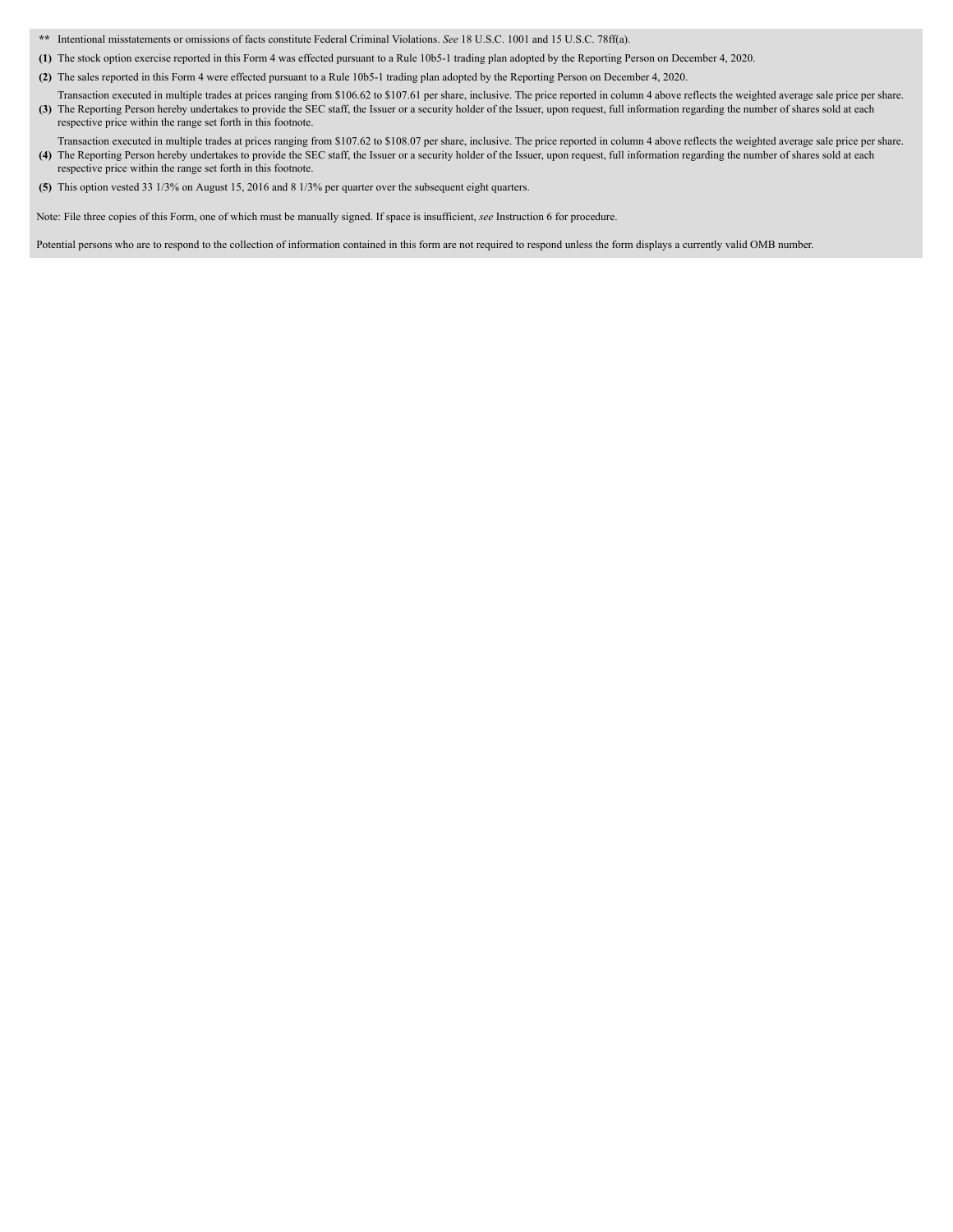** Intentional misstatements or omissions of facts constitute Federal Criminal Violations. *See* 18 U.S.C. 1001 and 15 U.S.C. 78ff(a).

(1) The stock option exercise reported in this Form 4 was effected pursuant to a Rule 10b5-1 trading plan adopted by the Reporting Person on December 4, 2020.

(2) The sales reported in this Form 4 were effected pursuant to a Rule 10b5-1 trading plan adopted by the Reporting Person on December 4, 2020.

(3) Transaction executed in multiple trades at prices ranging from $106.62 to $107.61 per share, inclusive. The price reported in column 4 above reflects the weighted average sale price per share. The Reporting Person hereby undertakes to provide the SEC staff, the Issuer or a security holder of the Issuer, upon request, full information regarding the number of shares sold at each respective price within the range set forth in this footnote.

(4) Transaction executed in multiple trades at prices ranging from $107.62 to $108.07 per share, inclusive. The price reported in column 4 above reflects the weighted average sale price per share. The Reporting Person hereby undertakes to provide the SEC staff, the Issuer or a security holder of the Issuer, upon request, full information regarding the number of shares sold at each respective price within the range set forth in this footnote.

(5) This option vested 33 1/3% on August 15, 2016 and 8 1/3% per quarter over the subsequent eight quarters.

Note: File three copies of this Form, one of which must be manually signed. If space is insufficient, *see* Instruction 6 for procedure.

Potential persons who are to respond to the collection of information contained in this form are not required to respond unless the form displays a currently valid OMB number.